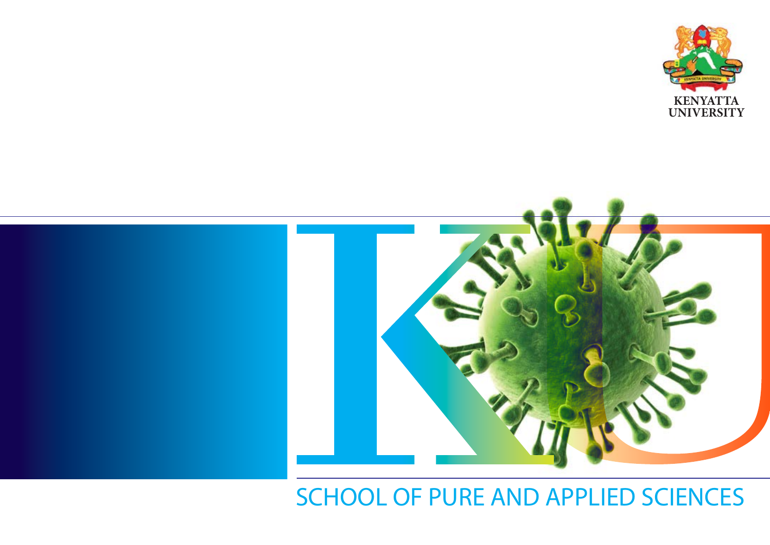KENYATTA UNIVERSITY

# SCHOOL OF PURE AND APPLIED SCIENCES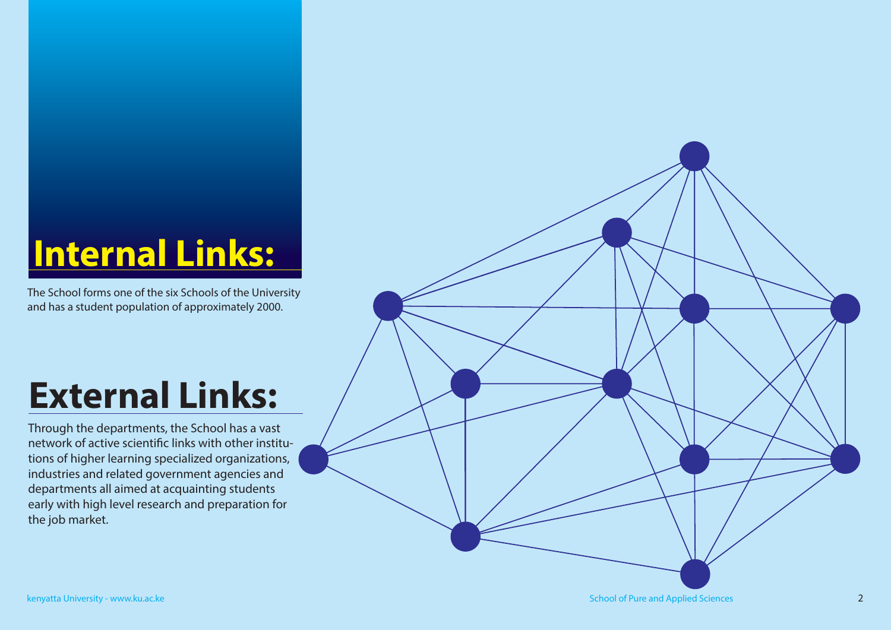## Internal Links:

The School forms one of the six Schools of the University and has a student population of approximately 2000.

## External Links:

Through the departments, the School has a vast network of active scientific links with other institutions of higher learning specialized organizations, industries and related government agencies and departments all aimed at acquainting students early with high level research and preparation for the job market.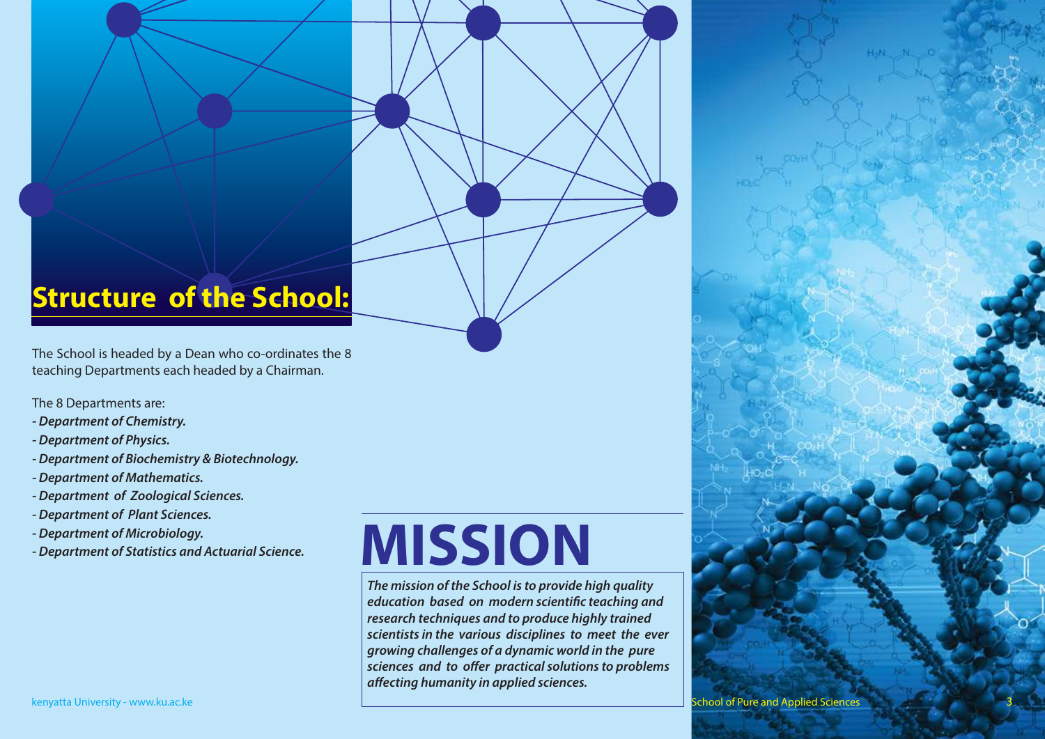## Structure of the School:

The School is headed by a Dean who co-ordinates the 8 teaching Departments each headed by a Chairman.

The 8 Departments are:

- *Department of Chemistry.*
- *Department of Physics.*
- *Department of Biochemistry & Biotechnology.*
- *Department of Mathematics.*
- *Department of Zoological Sciences.*
- *Department of Plant Sciences.*
- *Department of Microbiology.*
- *Department of Statistics and Actuarial Science.*

# MISSION

***The mission of the School is to provide high quality education based on modern scientific teaching and research techniques and to produce highly trained scientists in the various disciplines to meet the ever growing challenges of a dynamic world in the pure sciences and to offer practical solutions to problems affecting humanity in applied sciences.***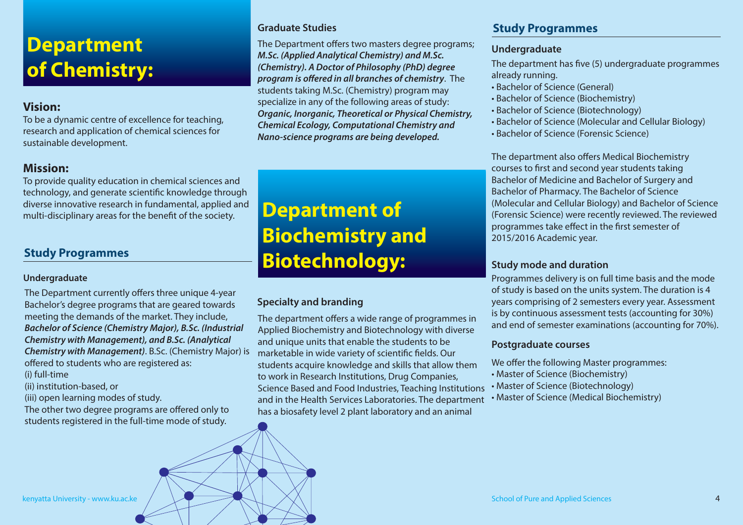# Department of Chemistry:

## Vision:

To be a dynamic centre of excellence for teaching, research and application of chemical sciences for sustainable development.

## Mission:

To provide quality education in chemical sciences and technology, and generate scientific knowledge through diverse innovative research in fundamental, applied and multi-disciplinary areas for the benefit of the society.

## Study Programmes

### Undergraduate

The Department currently offers three unique 4-year Bachelor's degree programs that are geared towards meeting the demands of the market. They include, ***Bachelor of Science (Chemistry Major), B.Sc. (Industrial Chemistry with Management), and B.Sc. (Analytical Chemistry with Management)***. B.Sc. (Chemistry Major) is offered to students who are registered as:

(i) full-time

(ii) institution-based, or

(iii) open learning modes of study.

The other two degree programs are offered only to students registered in the full-time mode of study.

### Graduate Studies

The Department offers two masters degree programs; ***M.Sc. (Applied Analytical Chemistry) and M.Sc. (Chemistry). A Doctor of Philosophy (PhD) degree program is offered in all branches of chemistry***. The students taking M.Sc. (Chemistry) program may specialize in any of the following areas of study: ***Organic, Inorganic, Theoretical or Physical Chemistry, Chemical Ecology, Computational Chemistry and Nano-science programs are being developed.***

# Department of Biochemistry and Biotechnology:

### Specialty and branding

The department offers a wide range of programmes in Applied Biochemistry and Biotechnology with diverse and unique units that enable the students to be marketable in wide variety of scientific fields. Our students acquire knowledge and skills that allow them to work in Research Institutions, Drug Companies, Science Based and Food Industries, Teaching Institutions and in the Health Services Laboratories. The department has a biosafety level 2 plant laboratory and an animal

## Study Programmes

### Undergraduate

The department has five (5) undergraduate programmes already running.

- Bachelor of Science (General)
- Bachelor of Science (Biochemistry)
- Bachelor of Science (Biotechnology)
- Bachelor of Science (Molecular and Cellular Biology)
- Bachelor of Science (Forensic Science)

The department also offers Medical Biochemistry courses to first and second year students taking Bachelor of Medicine and Bachelor of Surgery and Bachelor of Pharmacy. The Bachelor of Science (Molecular and Cellular Biology) and Bachelor of Science (Forensic Science) were recently reviewed. The reviewed programmes take effect in the first semester of 2015/2016 Academic year.

### Study mode and duration

Programmes delivery is on full time basis and the mode of study is based on the units system. The duration is 4 years comprising of 2 semesters every year. Assessment is by continuous assessment tests (accounting for 30%) and end of semester examinations (accounting for 70%).

### Postgraduate courses

We offer the following Master programmes:

- Master of Science (Biochemistry)
- Master of Science (Biotechnology)
- Master of Science (Medical Biochemistry)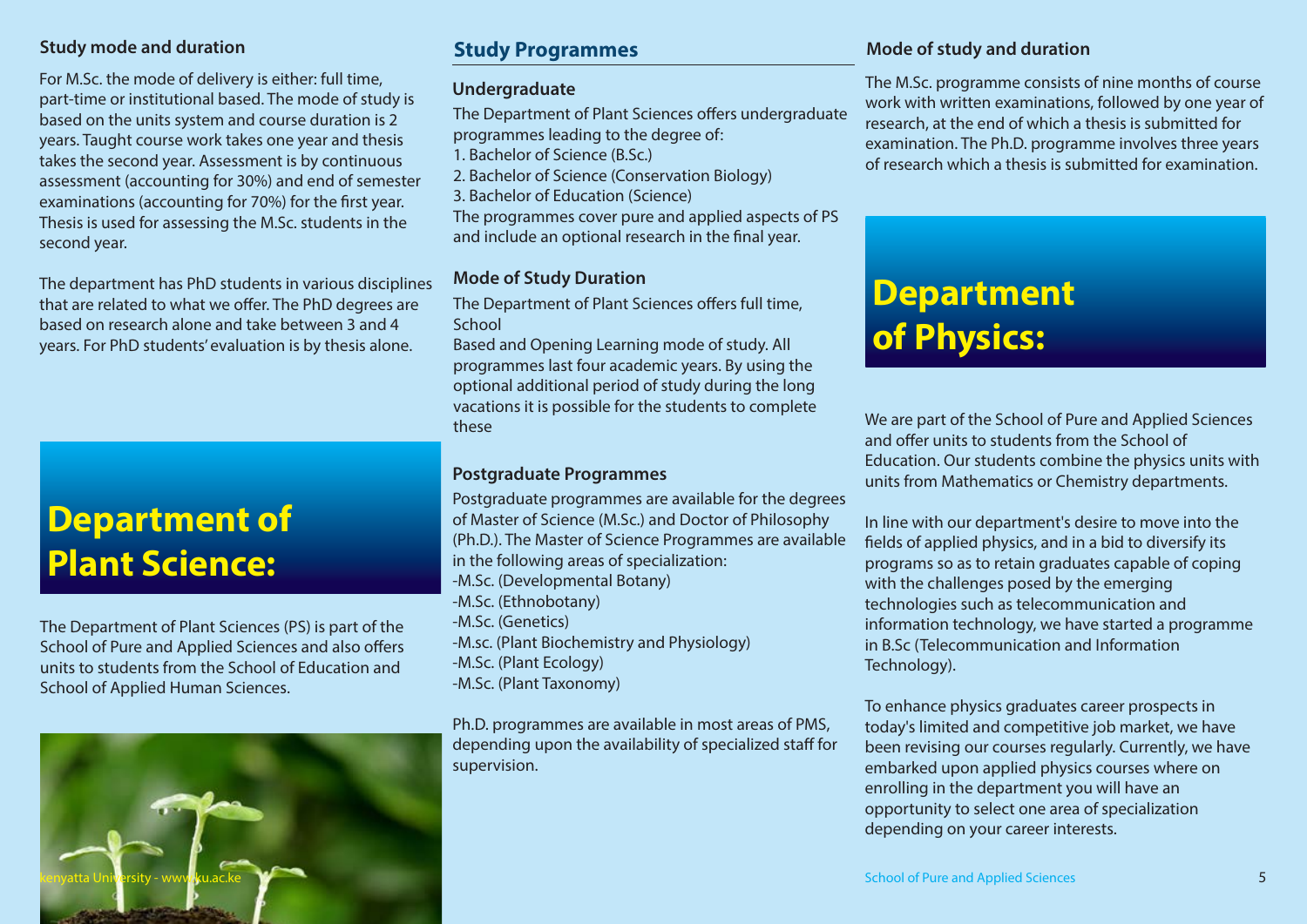### Study mode and duration

For M.Sc. the mode of delivery is either: full time, part-time or institutional based. The mode of study is based on the units system and course duration is 2 years. Taught course work takes one year and thesis takes the second year. Assessment is by continuous assessment (accounting for 30%) and end of semester examinations (accounting for 70%) for the first year. Thesis is used for assessing the M.Sc. students in the second year.

The department has PhD students in various disciplines that are related to what we offer. The PhD degrees are based on research alone and take between 3 and 4 years. For PhD students' evaluation is by thesis alone.

# Department of Plant Science:

The Department of Plant Sciences (PS) is part of the School of Pure and Applied Sciences and also offers units to students from the School of Education and School of Applied Human Sciences.

## Study Programmes

### Undergraduate

The Department of Plant Sciences offers undergraduate programmes leading to the degree of:

1. Bachelor of Science (B.Sc.)
2. Bachelor of Science (Conservation Biology)
3. Bachelor of Education (Science)

The programmes cover pure and applied aspects of PS and include an optional research in the final year.

### Mode of Study Duration

The Department of Plant Sciences offers full time, School
Based and Opening Learning mode of study. All programmes last four academic years. By using the optional additional period of study during the long vacations it is possible for the students to complete these

### Postgraduate Programmes

Postgraduate programmes are available for the degrees of Master of Science (M.Sc.) and Doctor of Philosophy (Ph.D.). The Master of Science Programmes are available in the following areas of specialization:

-M.Sc. (Developmental Botany)
-M.Sc. (Ethnobotany)
-M.Sc. (Genetics)
-M.sc. (Plant Biochemistry and Physiology)
-M.Sc. (Plant Ecology)
-M.Sc. (Plant Taxonomy)

Ph.D. programmes are available in most areas of PMS, depending upon the availability of specialized staff for supervision.

### Mode of study and duration

The M.Sc. programme consists of nine months of course work with written examinations, followed by one year of research, at the end of which a thesis is submitted for examination. The Ph.D. programme involves three years of research which a thesis is submitted for examination.

# Department of Physics:

We are part of the School of Pure and Applied Sciences and offer units to students from the School of Education. Our students combine the physics units with units from Mathematics or Chemistry departments.

In line with our department's desire to move into the fields of applied physics, and in a bid to diversify its programs so as to retain graduates capable of coping with the challenges posed by the emerging technologies such as telecommunication and information technology, we have started a programme in B.Sc (Telecommunication and Information Technology).

To enhance physics graduates career prospects in today's limited and competitive job market, we have been revising our courses regularly. Currently, we have embarked upon applied physics courses where on enrolling in the department you will have an opportunity to select one area of specialization depending on your career interests.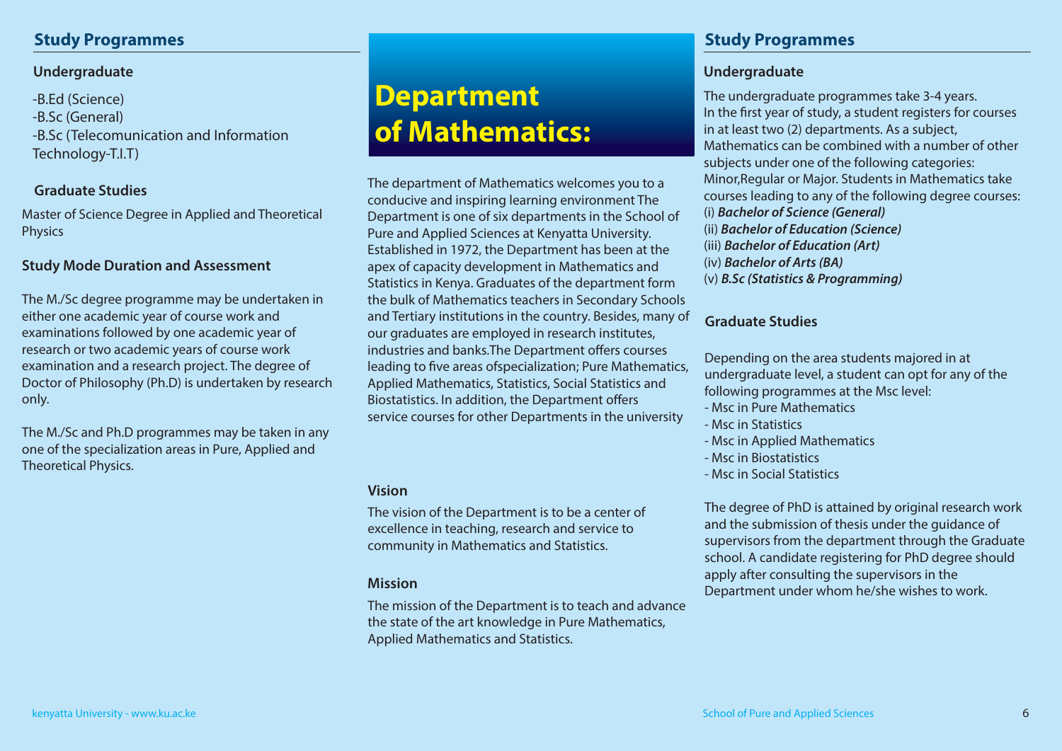## Study Programmes

### Undergraduate

-B.Ed (Science)
-B.Sc (General)
-B.Sc (Telecomunication and Information Technology-T.I.T)

### Graduate Studies

Master of Science Degree in Applied and Theoretical Physics

### Study Mode Duration and Assessment

The M./Sc degree programme may be undertaken in either one academic year of course work and examinations followed by one academic year of research or two academic years of course work examination and a research project. The degree of Doctor of Philosophy (Ph.D) is undertaken by research only.

The M./Sc and Ph.D programmes may be taken in any one of the specialization areas in Pure, Applied and Theoretical Physics.

# Department of Mathematics:

The department of Mathematics welcomes you to a conducive and inspiring learning environment The Department is one of six departments in the School of Pure and Applied Sciences at Kenyatta University. Established in 1972, the Department has been at the apex of capacity development in Mathematics and Statistics in Kenya. Graduates of the department form the bulk of Mathematics teachers in Secondary Schools and Tertiary institutions in the country. Besides, many of our graduates are employed in research institutes, industries and banks.The Department offers courses leading to five areas ofspecialization; Pure Mathematics, Applied Mathematics, Statistics, Social Statistics and Biostatistics. In addition, the Department offers service courses for other Departments in the university

### Vision

The vision of the Department is to be a center of excellence in teaching, research and service to community in Mathematics and Statistics.

### Mission

The mission of the Department is to teach and advance the state of the art knowledge in Pure Mathematics, Applied Mathematics and Statistics.

## Study Programmes

### Undergraduate

The undergraduate programmes take 3-4 years. In the first year of study, a student registers for courses in at least two (2) departments. As a subject, Mathematics can be combined with a number of other subjects under one of the following categories: Minor,Regular or Major. Students in Mathematics take courses leading to any of the following degree courses:
(i) ***Bachelor of Science (General)***
(ii) ***Bachelor of Education (Science)***
(iii) ***Bachelor of Education (Art)***
(iv) ***Bachelor of Arts (BA)***
(v) ***B.Sc (Statistics & Programming)***

### Graduate Studies

Depending on the area students majored in at undergraduate level, a student can opt for any of the following programmes at the Msc level:
- Msc in Pure Mathematics
- Msc in Statistics
- Msc in Applied Mathematics
- Msc in Biostatistics
- Msc in Social Statistics

The degree of PhD is attained by original research work and the submission of thesis under the guidance of supervisors from the department through the Graduate school. A candidate registering for PhD degree should apply after consulting the supervisors in the Department under whom he/she wishes to work.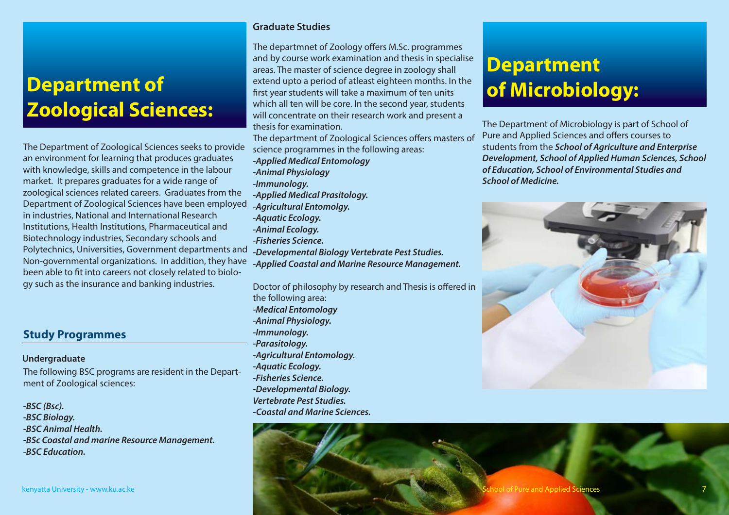# Department of Zoological Sciences:

The Department of Zoological Sciences seeks to provide an environment for learning that produces graduates with knowledge, skills and competence in the labour market. It prepares graduates for a wide range of zoological sciences related careers. Graduates from the Department of Zoological Sciences have been employed in industries, National and International Research Institutions, Health Institutions, Pharmaceutical and Biotechnology industries, Secondary schools and Polytechnics, Universities, Government departments and Non-governmental organizations. In addition, they have been able to fit into careers not closely related to biology such as the insurance and banking industries.

## Study Programmes

### Undergraduate

The following BSC programs are resident in the Department of Zoological sciences:

*-BSC (Bsc).*
*-BSC Biology.*
*-BSC Animal Health.*
*-BSc Coastal and marine Resource Management.*
*-BSC Education.*

### Graduate Studies

The departmnet of Zoology offers M.Sc. programmes and by course work examination and thesis in specialise areas. The master of science degree in zoology shall extend upto a period of atleast eighteen months. In the first year students will take a maximum of ten units which all ten will be core. In the second year, students will concentrate on their research work and present a thesis for examination.

The department of Zoological Sciences offers masters of science programmes in the following areas:

***-Applied Medical Entomology***
***-Animal Physiology***
***-Immunology.***
***-Applied Medical Prasitology.***
***-Agricultural Entomolgy.***
***-Aquatic Ecology.***
***-Animal Ecology.***
***-Fisheries Science.***
***-Developmental Biology Vertebrate Pest Studies.***
***-Applied Coastal and Marine Resource Management.***

Doctor of philosophy by research and Thesis is offered in the following area:

***-Medical Entomology***
***-Animal Physiology.***
***-Immunology.***
***-Parasitology.***
***-Agricultural Entomology.***
***-Aquatic Ecology.***
***-Fisheries Science.***
***-Developmental Biology.***
***Vertebrate Pest Studies.***
***-Coastal and Marine Sciences.***

# Department of Microbiology:

The Department of Microbiology is part of School of Pure and Applied Sciences and offers courses to students from the ***School of Agriculture and Enterprise Development, School of Applied Human Sciences, School of Education, School of Environmental Studies and School of Medicine.***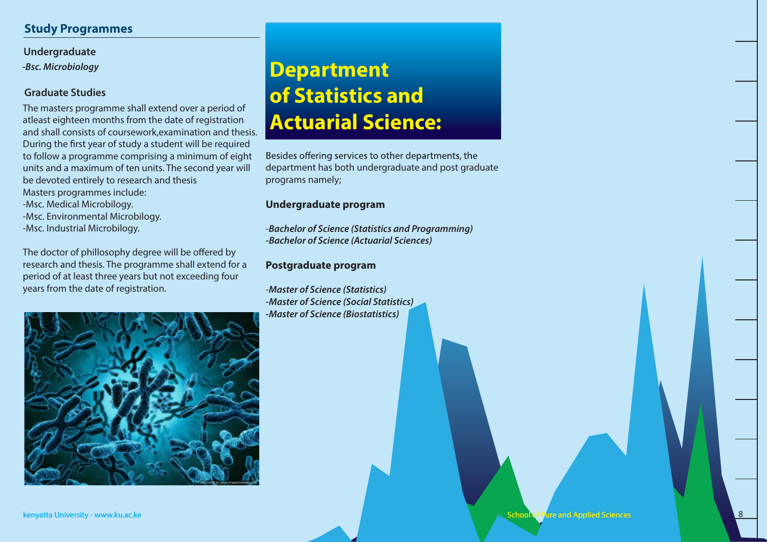## Study Programmes

### Undergraduate

*-Bsc. Microbiology*

### Graduate Studies

The masters programme shall extend over a period of atleast eighteen months from the date of registration and shall consists of coursework,examination and thesis. During the first year of study a student will be required to follow a programme comprising a minimum of eight units and a maximum of ten units. The second year will be devoted entirely to research and thesis

Masters programmes include:

-Msc. Medical Microbilogy.

-Msc. Environmental Microbilogy.

-Msc. Industrial Microbilogy.

The doctor of phillosophy degree will be offered by research and thesis. The programme shall extend for a period of at least three years but not exceeding four years from the date of registration.

# Department of Statistics and Actuarial Science:

Besides offering services to other departments, the department has both undergraduate and post graduate programs namely;

### Undergraduate program

*-Bachelor of Science (Statistics and Programming)*

*-Bachelor of Science (Actuarial Sciences)*

### Postgraduate program

*-Master of Science (Statistics)*

*-Master of Science (Social Statistics)*

*-Master of Science (Biostatistics)*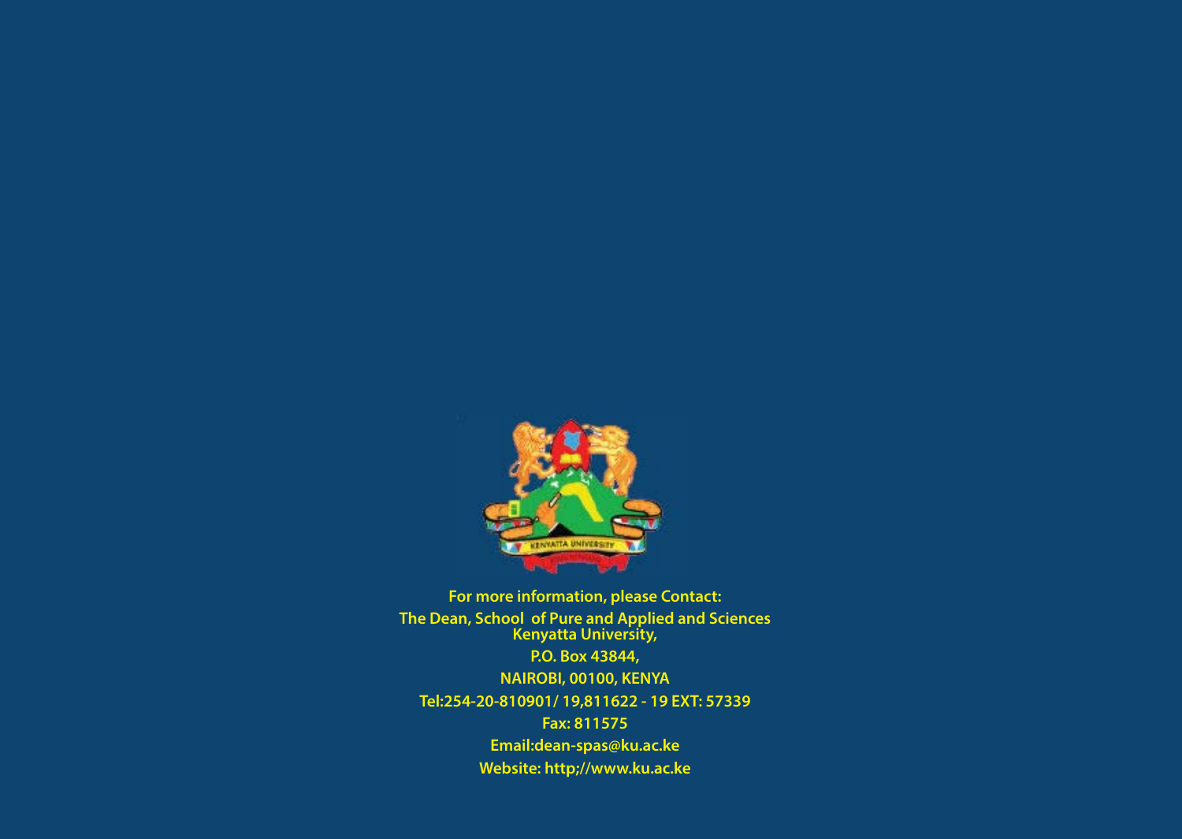**For more information, please Contact:**

**The Dean, School of Pure and Applied and Sciences**
**Kenyatta University,**

**P.O. Box 43844,**

**NAIROBI, 00100, KENYA**

**Tel:254-20-810901/ 19,811622 - 19 EXT: 57339**

**Fax: 811575**

**Email:dean-spas@ku.ac.ke**

**Website: http;//www.ku.ac.ke**